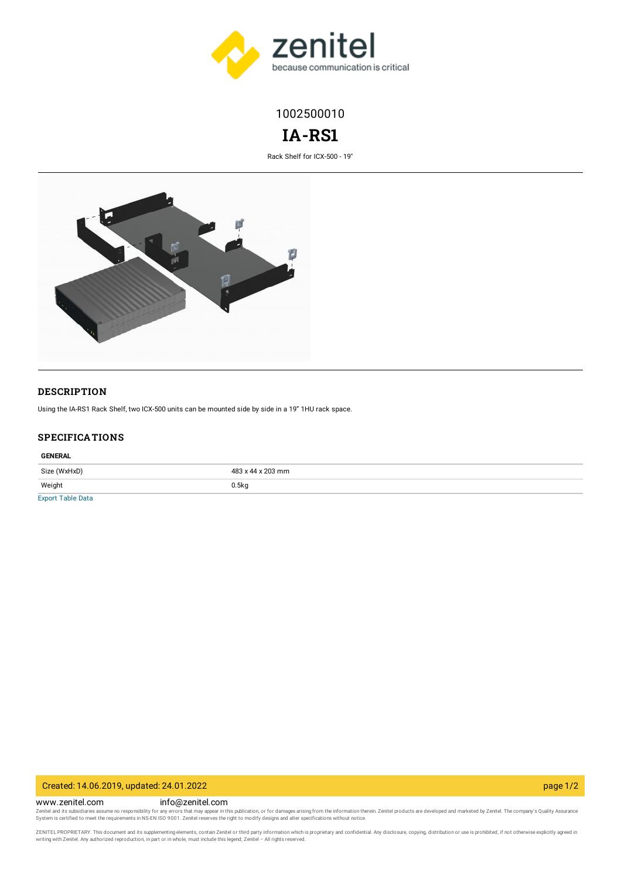1002500010

# IA-RS1

Rack Shelf for ICX-500 - 19"

## DESCRIPTION

Using the IA-RS1 Rack Shelf, two ICX-500 units can be mounted side by side in a 19” 1HU rack space.

## SPECIFICATIONS

| GENERAL | |
|---|---|
| Size (WxHxD) | 483 x 44 x 203 mm |
| Weight | 0.5kg |

Export Table Data

Created: 14.06.2019, updated: 24.01.2022

www.zenitel.com info@zenitel.com

Zenitel and its subsidiaries assume no responsibility for any errors that may appear in this publication, or for damages arising from the information therein. Zenitel products are developed and marketed by Zenitel. The company's Quality Assurance System is certified to meet the requirements in NS-EN ISO 9001. Zenitel reserves the right to modify designs and alter specifications without notice.

ZENITEL PROPRIETARY. This document and its supplementing elements, contain Zenitel or third party information which is proprietary and confidential. Any disclosure, copying, distribution or use is prohibited, if not otherwise explicitly agreed in writing with Zenitel. Any authorized reproduction, in part or in whole, must include this legend; Zenitel – All rights reserved.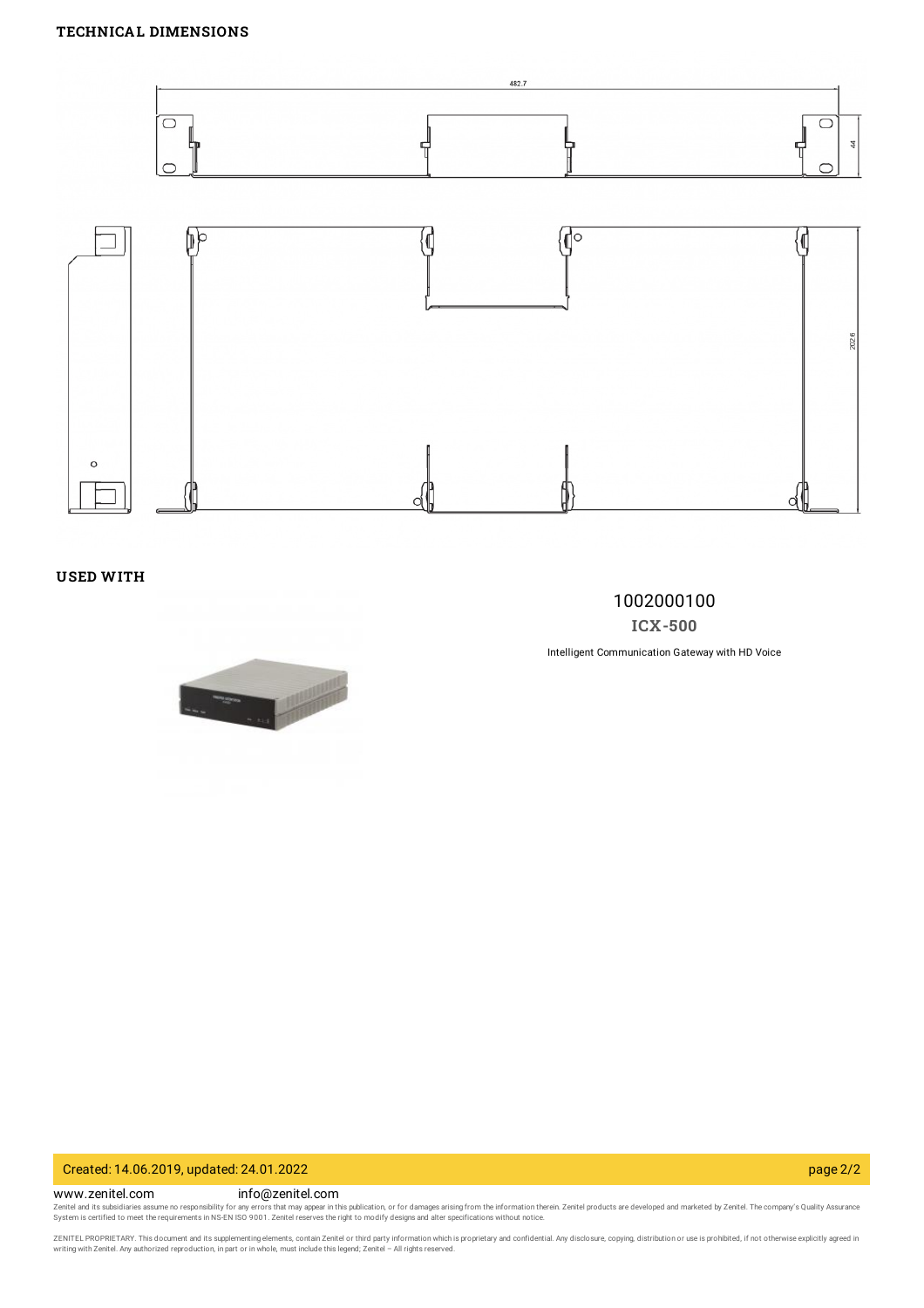## TECHNICAL DIMENSIONS

482.7

44

202.6

## USED WITH

1002000100

**ICX-500**

Intelligent Communication Gateway with HD Voice

Created: 14.06.2019, updated: 24.01.2022

www.zenitel.com info@zenitel.com

Zenitel and its subsidiaries assume no responsibility for any errors that may appear in this publication, or for damages arising from the information therein. Zenitel products are developed and marketed by Zenitel. The company's Quality Assurance System is certified to meet the requirements in NS-EN ISO 9001. Zenitel reserves the right to modify designs and alter specifications without notice.

ZENITEL PROPRIETARY. This document and its supplementing elements, contain Zenitel or third party information which is proprietary and confidential. Any disclosure, copying, distribution or use is prohibited, if not otherwise explicitly agreed in writing with Zenitel. Any authorized reproduction, in part or in whole, must include this legend; Zenitel – All rights reserved.